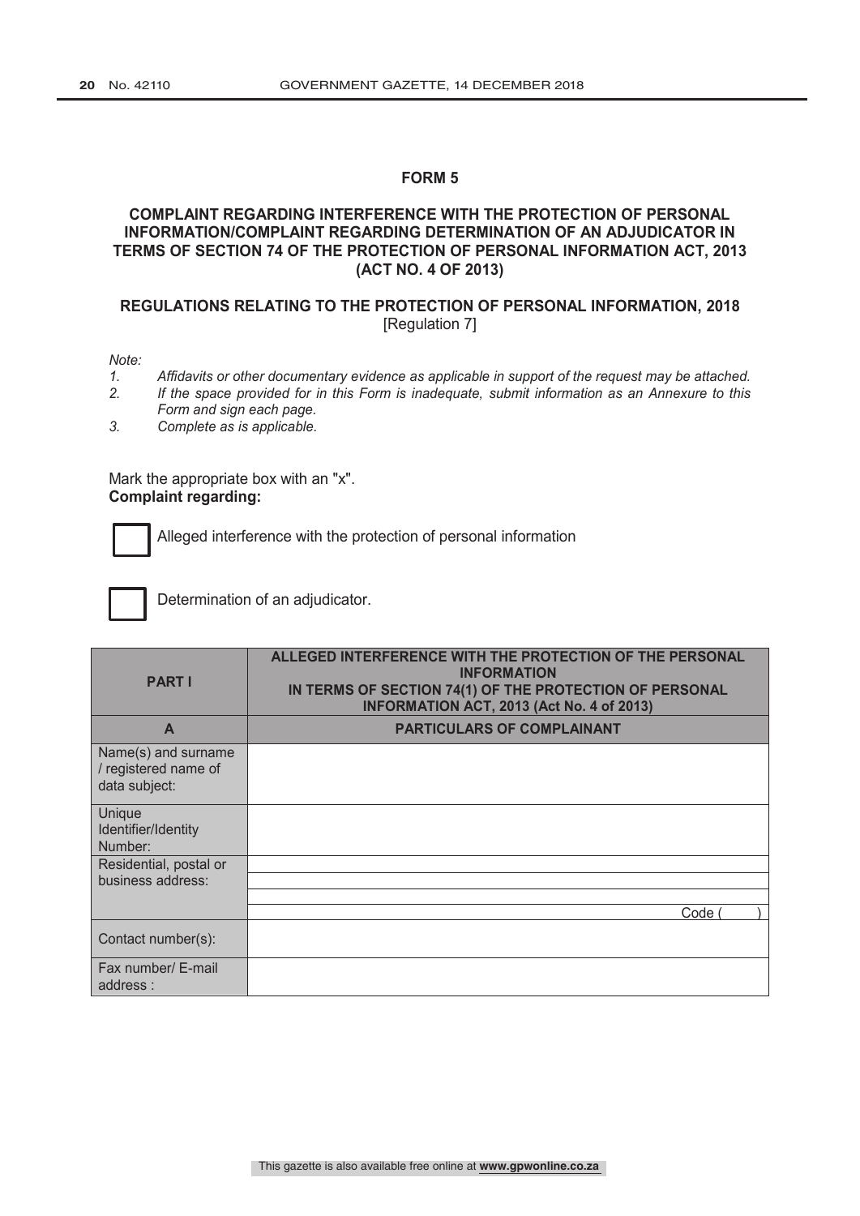# FORM 5

## COMPLAINT REGARDING INTERFERENCE WITH THE PROTECTION OF PERSONAL INFORMATION/COMPLAINT REGARDING DETERMINATION OF AN ADJUDICATOR IN TERMS OF SECTION 74 OF THE PROTECTION OF PERSONAL INFORMATION ACT, 2013 (ACT NO. 4 OF 2013)

## REGULATIONS RELATING TO THE PROTECTION OF PERSONAL INFORMATION, 2018

[Regulation 7]

*Note:*

1. *Affidavits or other documentary evidence as applicable in support of the request may be attached.*
2. *If the space provided for in this Form is inadequate, submit information as an Annexure to this Form and sign each page.*
3. *Complete as is applicable.*

Mark the appropriate box with an "x".

**Complaint regarding:**

☐ Alleged interference with the protection of personal information

☐ Determination of an adjudicator.

| **PART I** | **ALLEGED INTERFERENCE WITH THE PROTECTION OF THE PERSONAL INFORMATION IN TERMS OF SECTION 74(1) OF THE PROTECTION OF PERSONAL INFORMATION ACT, 2013 (Act No. 4 of 2013)** |
|---|---|
| **A** | **PARTICULARS OF COMPLAINANT** |
| Name(s) and surname / registered name of data subject: | |
| Unique Identifier/Identity Number: | |
| Residential, postal or business address: | |
| | |
| | |
| | Code ( ) |
| Contact number(s): | |
| Fax number/ E-mail address : | |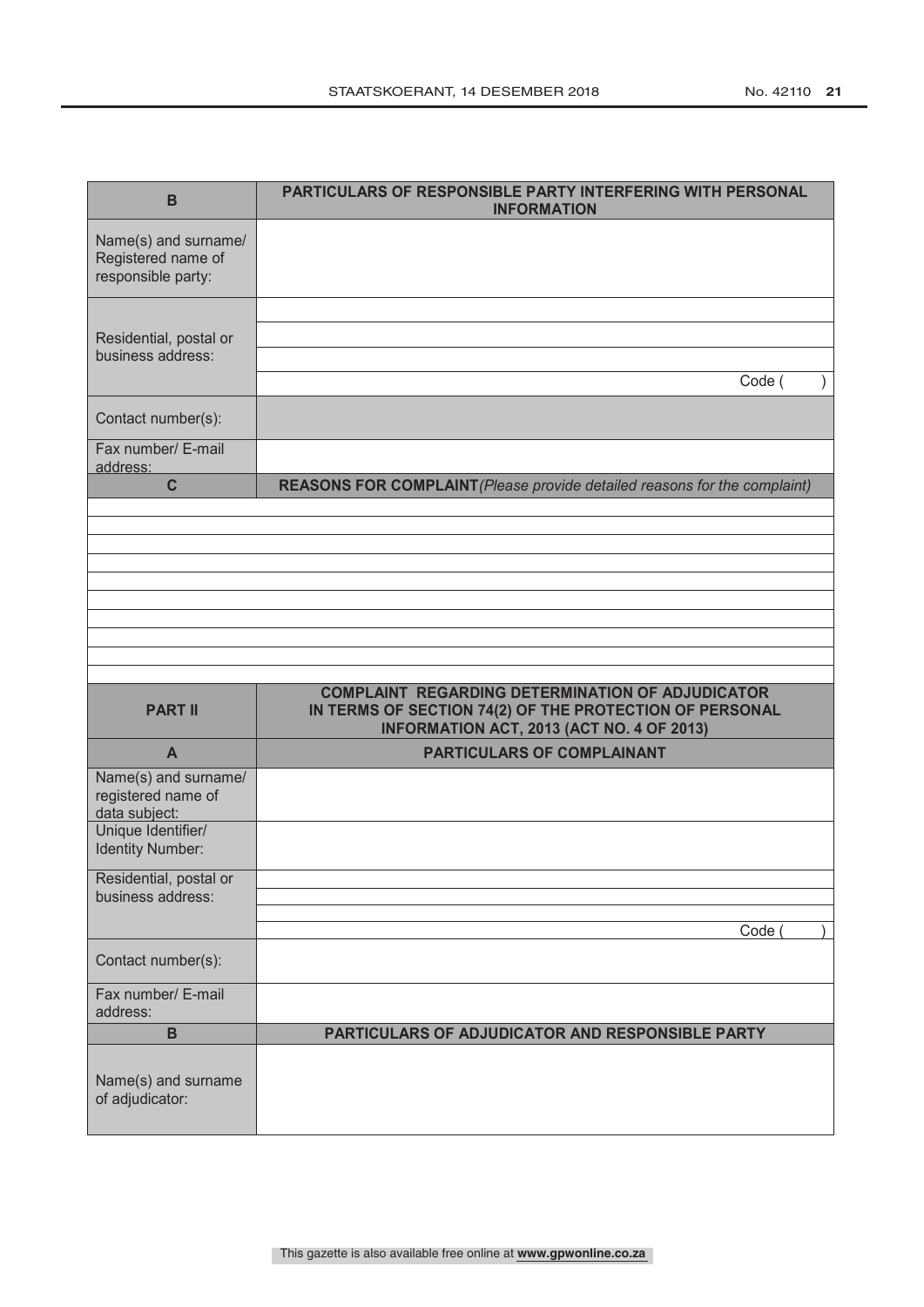| B | PARTICULARS OF RESPONSIBLE PARTY INTERFERING WITH PERSONAL INFORMATION |
| --- | --- |
| Name(s) and surname/ Registered name of responsible party: | |
| Residential, postal or business address: | |
| | |
| | |
| | Code ( ) |
| Contact number(s): | |
| Fax number/ E-mail address: | |
| **C** | **REASONS FOR COMPLAINT** *(Please provide detailed reasons for the complaint)* |
| | |
| | |
| | |
| | |
| | |
| | |
| | |
| | |
| | |
| | |

| PART II | COMPLAINT REGARDING DETERMINATION OF ADJUDICATOR IN TERMS OF SECTION 74(2) OF THE PROTECTION OF PERSONAL INFORMATION ACT, 2013 (ACT NO. 4 OF 2013) |
| --- | --- |
| **A** | **PARTICULARS OF COMPLAINANT** |
| Name(s) and surname/ registered name of data subject: | |
| Unique Identifier/ Identity Number: | |
| Residential, postal or business address: | |
| | |
| | |
| | Code ( ) |
| Contact number(s): | |
| Fax number/ E-mail address: | |
| **B** | **PARTICULARS OF ADJUDICATOR AND RESPONSIBLE PARTY** |
| Name(s) and surname of adjudicator: | |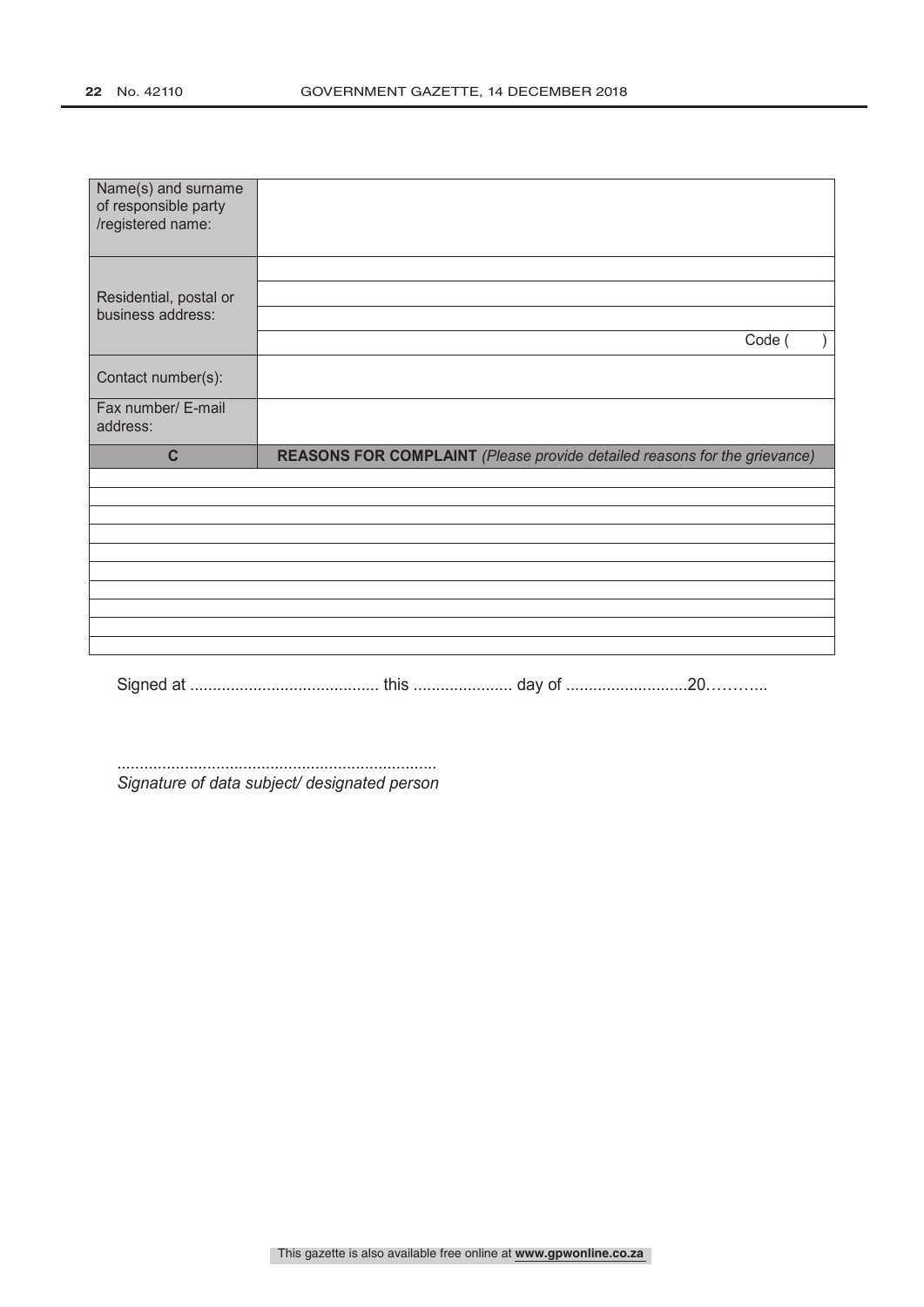| | |
|---|---|
| Name(s) and surname of responsible party /registered name: | |
| Residential, postal or business address: | |
| | |
| | |
| | Code ( ) |
| Contact number(s): | |
| Fax number/ E-mail address: | |
| **C** | **REASONS FOR COMPLAINT** *(Please provide detailed reasons for the grievance)* |
| | |
| | |
| | |
| | |
| | |
| | |
| | |
| | |
| | |
| | |

Signed at .......................................... this ...................... day of ...........................20………..

.......................................................................
*Signature of data subject/ designated person*